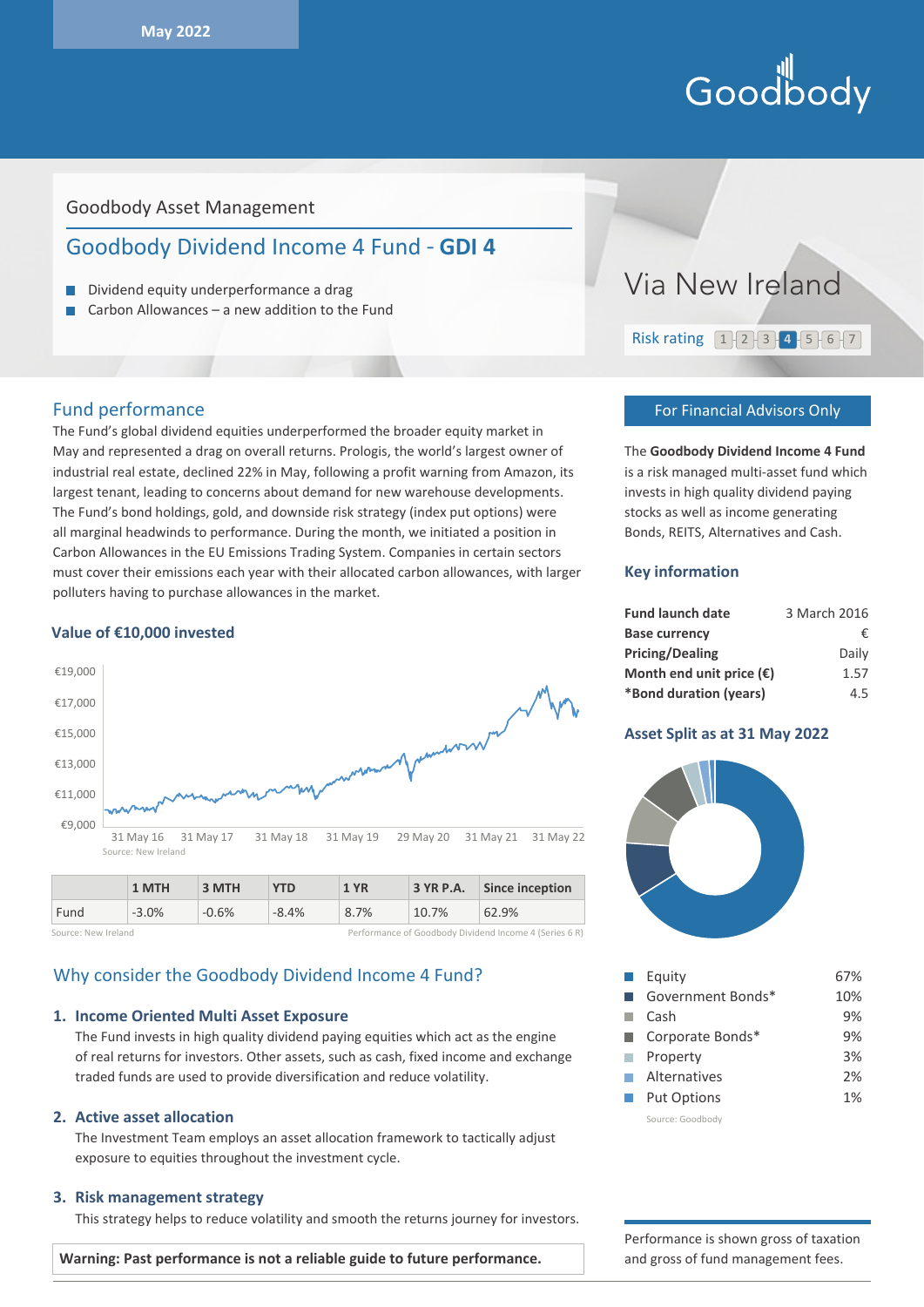May 2022

Goodbody

Goodbody Asset Management

# Goodbody Dividend Income 4 Fund - **GDI 4**

- Dividend equity underperformance a drag
- Carbon Allowances – a new addition to the Fund

Via New Ireland

Risk rating 1 2 3 **4** 5 6 7

## Fund performance

The Fund's global dividend equities underperformed the broader equity market in May and represented a drag on overall returns. Prologis, the world's largest owner of industrial real estate, declined 22% in May, following a profit warning from Amazon, its largest tenant, leading to concerns about demand for new warehouse developments. The Fund's bond holdings, gold, and downside risk strategy (index put options) were all marginal headwinds to performance. During the month, we initiated a position in Carbon Allowances in the EU Emissions Trading System. Companies in certain sectors must cover their emissions each year with their allocated carbon allowances, with larger polluters having to purchase allowances in the market.

### Value of €10,000 invested

Source: New Ireland

| | 1 MTH | 3 MTH | YTD | 1 YR | 3 YR P.A. | Since inception |
|---|---|---|---|---|---|---|
| Fund | -3.0% | -0.6% | -8.4% | 8.7% | 10.7% | 62.9% |

Source: New Ireland — Performance of Goodbody Dividend Income 4 (Series 6 R)

## Why consider the Goodbody Dividend Income 4 Fund?

1. **Income Oriented Multi Asset Exposure**
   The Fund invests in high quality dividend paying equities which act as the engine of real returns for investors. Other assets, such as cash, fixed income and exchange traded funds are used to provide diversification and reduce volatility.

2. **Active asset allocation**
   The Investment Team employs an asset allocation framework to tactically adjust exposure to equities throughout the investment cycle.

3. **Risk management strategy**
   This strategy helps to reduce volatility and smooth the returns journey for investors.

**Warning: Past performance is not a reliable guide to future performance.**

**For Financial Advisors Only**

The **Goodbody Dividend Income 4 Fund** is a risk managed multi-asset fund which invests in high quality dividend paying stocks as well as income generating Bonds, REITS, Alternatives and Cash.

## Key information

| | |
|---|---|
| **Fund launch date** | 3 March 2016 |
| **Base currency** | € |
| **Pricing/Dealing** | Daily |
| **Month end unit price (€)** | 1.57 |
| ***Bond duration (years)** | 4.5 |

## Asset Split as at 31 May 2022

| | |
|---|---|
| Equity | 67% |
| Government Bonds* | 10% |
| Cash | 9% |
| Corporate Bonds* | 9% |
| Property | 3% |
| Alternatives | 2% |
| Put Options | 1% |

Source: Goodbody

Performance is shown gross of taxation and gross of fund management fees.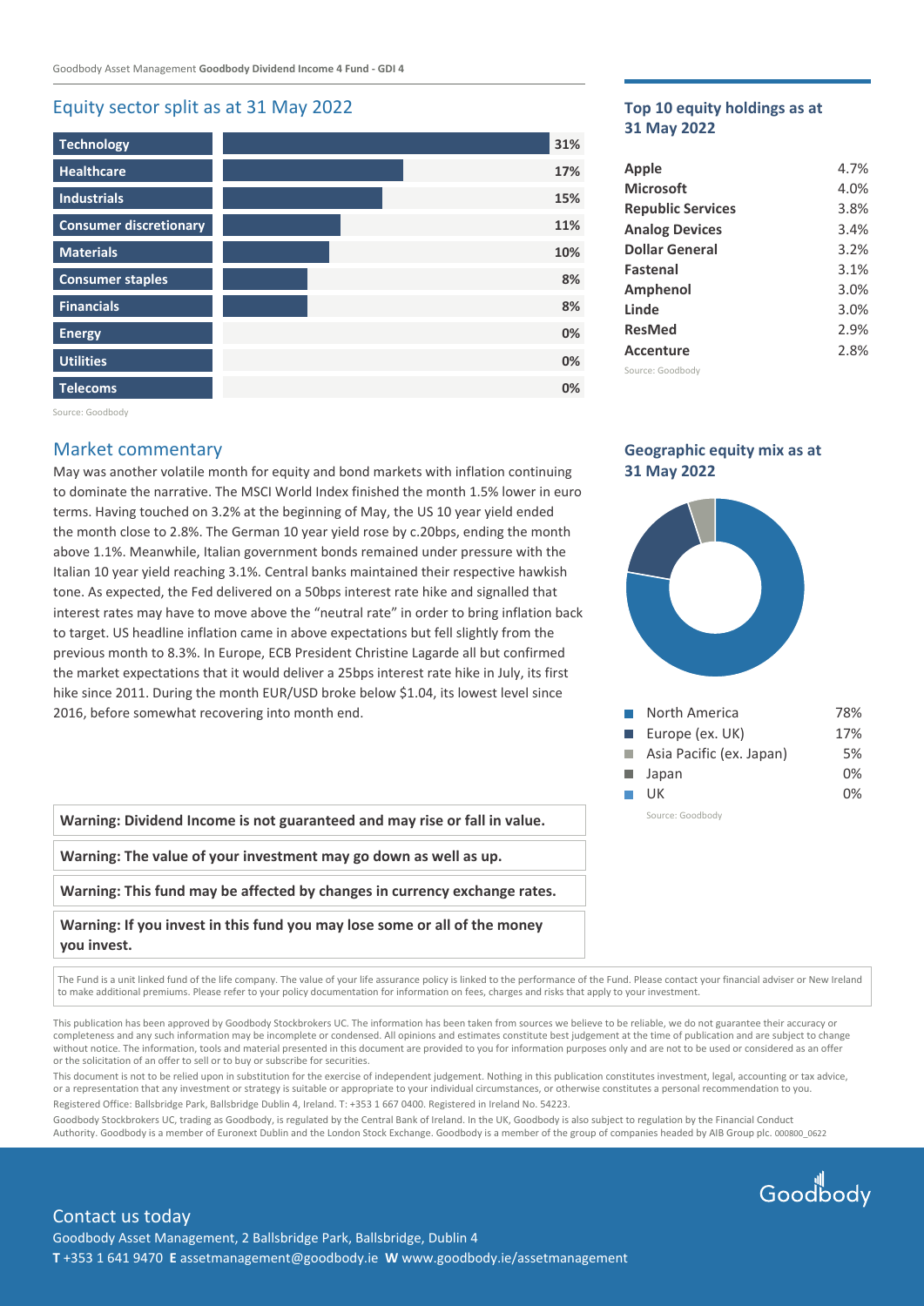## Equity sector split as at 31 May 2022

Technology 31%
Healthcare 17%
Industrials 15%
Consumer discretionary 11%
Materials 10%
Consumer staples 8%
Financials 8%
Energy 0%
Utilities 0%
Telecoms 0%

Source: Goodbody

## Top 10 equity holdings as at 31 May 2022

| | |
|---|---|
| **Apple** | 4.7% |
| **Microsoft** | 4.0% |
| **Republic Services** | 3.8% |
| **Analog Devices** | 3.4% |
| **Dollar General** | 3.2% |
| **Fastenal** | 3.1% |
| **Amphenol** | 3.0% |
| **Linde** | 3.0% |
| **ResMed** | 2.9% |
| **Accenture** | 2.8% |

Source: Goodbody

## Market commentary

May was another volatile month for equity and bond markets with inflation continuing to dominate the narrative. The MSCI World Index finished the month 1.5% lower in euro terms. Having touched on 3.2% at the beginning of May, the US 10 year yield ended the month close to 2.8%. The German 10 year yield rose by c.20bps, ending the month above 1.1%. Meanwhile, Italian government bonds remained under pressure with the Italian 10 year yield reaching 3.1%. Central banks maintained their respective hawkish tone. As expected, the Fed delivered on a 50bps interest rate hike and signalled that interest rates may have to move above the "neutral rate" in order to bring inflation back to target. US headline inflation came in above expectations but fell slightly from the previous month to 8.3%. In Europe, ECB President Christine Lagarde all but confirmed the market expectations that it would deliver a 25bps interest rate hike in July, its first hike since 2011. During the month EUR/USD broke below $1.04, its lowest level since 2016, before somewhat recovering into month end.

## Geographic equity mix as at 31 May 2022

North America 78%
Europe (ex. UK) 17%
Asia Pacific (ex. Japan) 5%
Japan 0%
UK 0%

Source: Goodbody

**Warning: Dividend Income is not guaranteed and may rise or fall in value.**

**Warning: The value of your investment may go down as well as up.**

**Warning: This fund may be affected by changes in currency exchange rates.**

**Warning: If you invest in this fund you may lose some or all of the money you invest.**

The Fund is a unit linked fund of the life company. The value of your life assurance policy is linked to the performance of the Fund. Please contact your financial adviser or New Ireland to make additional premiums. Please refer to your policy documentation for information on fees, charges and risks that apply to your investment.

This publication has been approved by Goodbody Stockbrokers UC. The information has been taken from sources we believe to be reliable, we do not guarantee their accuracy or completeness and any such information may be incomplete or condensed. All opinions and estimates constitute best judgement at the time of publication and are subject to change without notice. The information, tools and material presented in this document are provided to you for information purposes only and are not to be used or considered as an offer or the solicitation of an offer to sell or to buy or subscribe for securities.

This document is not to be relied upon in substitution for the exercise of independent judgement. Nothing in this publication constitutes investment, legal, accounting or tax advice, or a representation that any investment or strategy is suitable or appropriate to your individual circumstances, or otherwise constitutes a personal recommendation to you.

Registered Office: Ballsbridge Park, Ballsbridge Dublin 4, Ireland. T: +353 1 667 0400. Registered in Ireland No. 54223.

Goodbody Stockbrokers UC, trading as Goodbody, is regulated by the Central Bank of Ireland. In the UK, Goodbody is also subject to regulation by the Financial Conduct Authority. Goodbody is a member of Euronext Dublin and the London Stock Exchange. Goodbody is a member of the group of companies headed by AIB Group plc. 000800_0622

Goodbody

## Contact us today

Goodbody Asset Management, 2 Ballsbridge Park, Ballsbridge, Dublin 4

**T** +353 1 641 9470 **E** assetmanagement@goodbody.ie **W** www.goodbody.ie/assetmanagement